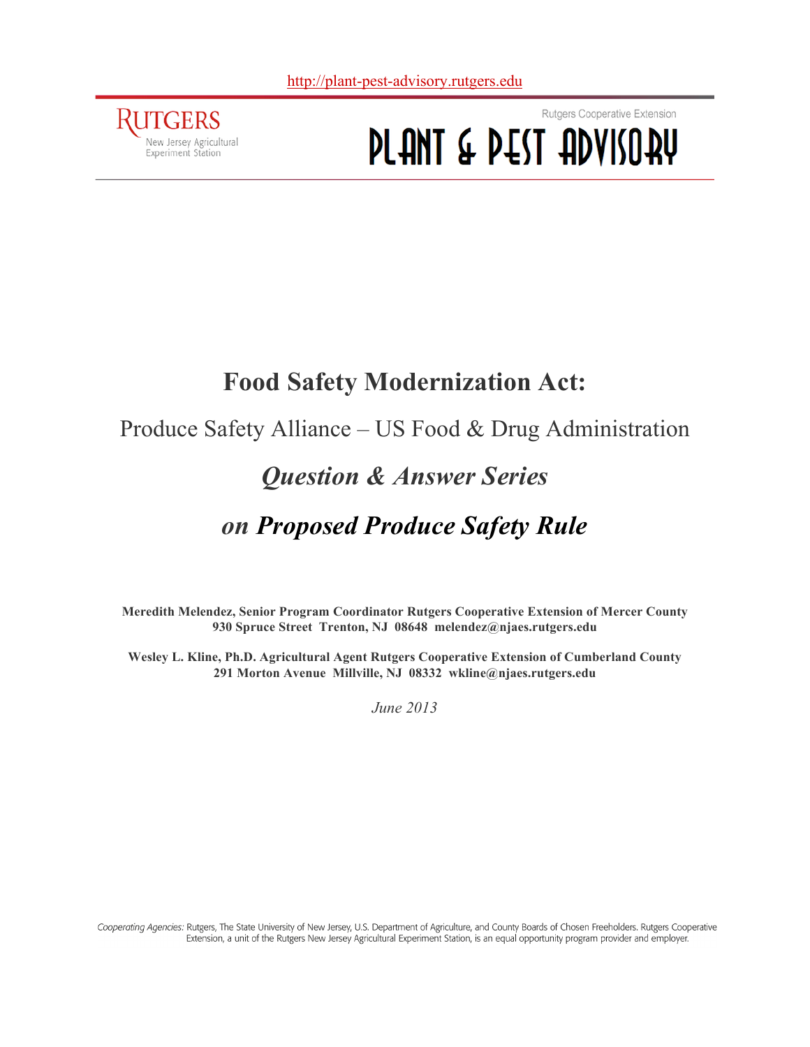http://plant-pest-advisory.rutgers.edu

RUTGERS
New Jersey Agricultural Experiment Station

Rutgers Cooperative Extension

PLANT & PEST ADVISORY

# Food Safety Modernization Act:

## Produce Safety Alliance – US Food & Drug Administration

## *Question & Answer Series*

## *on Proposed Produce Safety Rule*

**Meredith Melendez, Senior Program Coordinator Rutgers Cooperative Extension of Mercer County**
**930 Spruce Street Trenton, NJ 08648 melendez@njaes.rutgers.edu**

**Wesley L. Kline, Ph.D. Agricultural Agent Rutgers Cooperative Extension of Cumberland County**
**291 Morton Avenue Millville, NJ 08332 wkline@njaes.rutgers.edu**

*June 2013*

*Cooperating Agencies:* Rutgers, The State University of New Jersey, U.S. Department of Agriculture, and County Boards of Chosen Freeholders. Rutgers Cooperative Extension, a unit of the Rutgers New Jersey Agricultural Experiment Station, is an equal opportunity program provider and employer.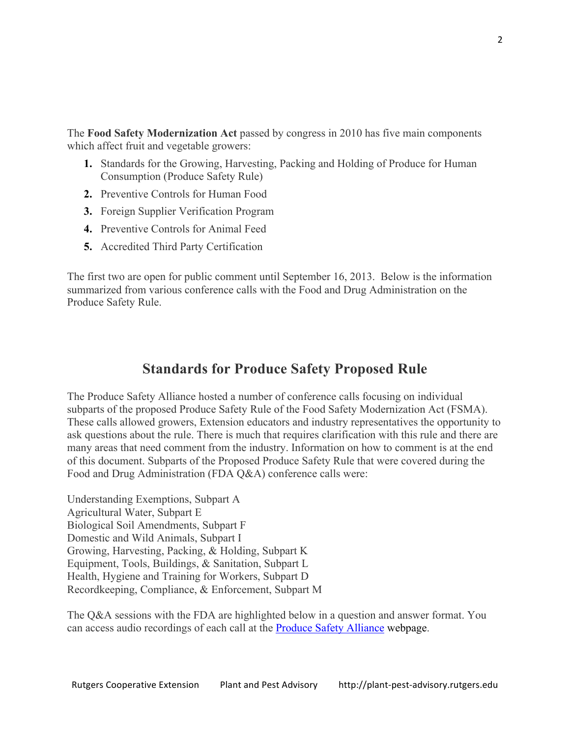The **Food Safety Modernization Act** passed by congress in 2010 has five main components which affect fruit and vegetable growers:

1. Standards for the Growing, Harvesting, Packing and Holding of Produce for Human Consumption (Produce Safety Rule)
2. Preventive Controls for Human Food
3. Foreign Supplier Verification Program
4. Preventive Controls for Animal Feed
5. Accredited Third Party Certification

The first two are open for public comment until September 16, 2013. Below is the information summarized from various conference calls with the Food and Drug Administration on the Produce Safety Rule.

## Standards for Produce Safety Proposed Rule

The Produce Safety Alliance hosted a number of conference calls focusing on individual subparts of the proposed Produce Safety Rule of the Food Safety Modernization Act (FSMA). These calls allowed growers, Extension educators and industry representatives the opportunity to ask questions about the rule. There is much that requires clarification with this rule and there are many areas that need comment from the industry. Information on how to comment is at the end of this document. Subparts of the Proposed Produce Safety Rule that were covered during the Food and Drug Administration (FDA Q&A) conference calls were:

Understanding Exemptions, Subpart A
Agricultural Water, Subpart E
Biological Soil Amendments, Subpart F
Domestic and Wild Animals, Subpart I
Growing, Harvesting, Packing, & Holding, Subpart K
Equipment, Tools, Buildings, & Sanitation, Subpart L
Health, Hygiene and Training for Workers, Subpart D
Recordkeeping, Compliance, & Enforcement, Subpart M

The Q&A sessions with the FDA are highlighted below in a question and answer format. You can access audio recordings of each call at the Produce Safety Alliance webpage.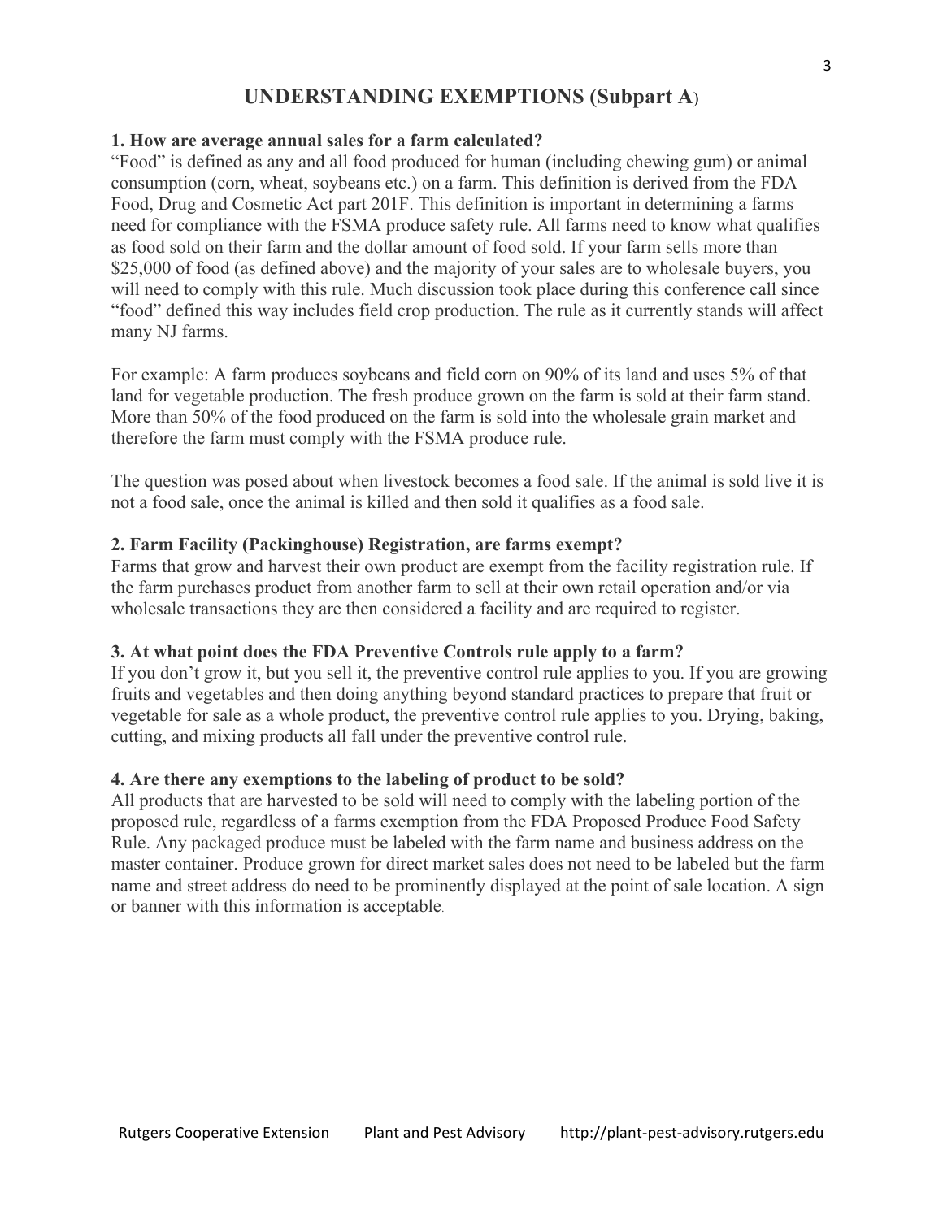## UNDERSTANDING EXEMPTIONS (Subpart A)

**1. How are average annual sales for a farm calculated?**

"Food" is defined as any and all food produced for human (including chewing gum) or animal consumption (corn, wheat, soybeans etc.) on a farm. This definition is derived from the FDA Food, Drug and Cosmetic Act part 201F. This definition is important in determining a farms need for compliance with the FSMA produce safety rule. All farms need to know what qualifies as food sold on their farm and the dollar amount of food sold. If your farm sells more than $25,000 of food (as defined above) and the majority of your sales are to wholesale buyers, you will need to comply with this rule. Much discussion took place during this conference call since "food" defined this way includes field crop production. The rule as it currently stands will affect many NJ farms.

For example: A farm produces soybeans and field corn on 90% of its land and uses 5% of that land for vegetable production. The fresh produce grown on the farm is sold at their farm stand. More than 50% of the food produced on the farm is sold into the wholesale grain market and therefore the farm must comply with the FSMA produce rule.

The question was posed about when livestock becomes a food sale. If the animal is sold live it is not a food sale, once the animal is killed and then sold it qualifies as a food sale.

**2. Farm Facility (Packinghouse) Registration, are farms exempt?**

Farms that grow and harvest their own product are exempt from the facility registration rule. If the farm purchases product from another farm to sell at their own retail operation and/or via wholesale transactions they are then considered a facility and are required to register.

**3. At what point does the FDA Preventive Controls rule apply to a farm?**

If you don't grow it, but you sell it, the preventive control rule applies to you. If you are growing fruits and vegetables and then doing anything beyond standard practices to prepare that fruit or vegetable for sale as a whole product, the preventive control rule applies to you. Drying, baking, cutting, and mixing products all fall under the preventive control rule.

**4. Are there any exemptions to the labeling of product to be sold?**

All products that are harvested to be sold will need to comply with the labeling portion of the proposed rule, regardless of a farms exemption from the FDA Proposed Produce Food Safety Rule. Any packaged produce must be labeled with the farm name and business address on the master container. Produce grown for direct market sales does not need to be labeled but the farm name and street address do need to be prominently displayed at the point of sale location. A sign or banner with this information is acceptable.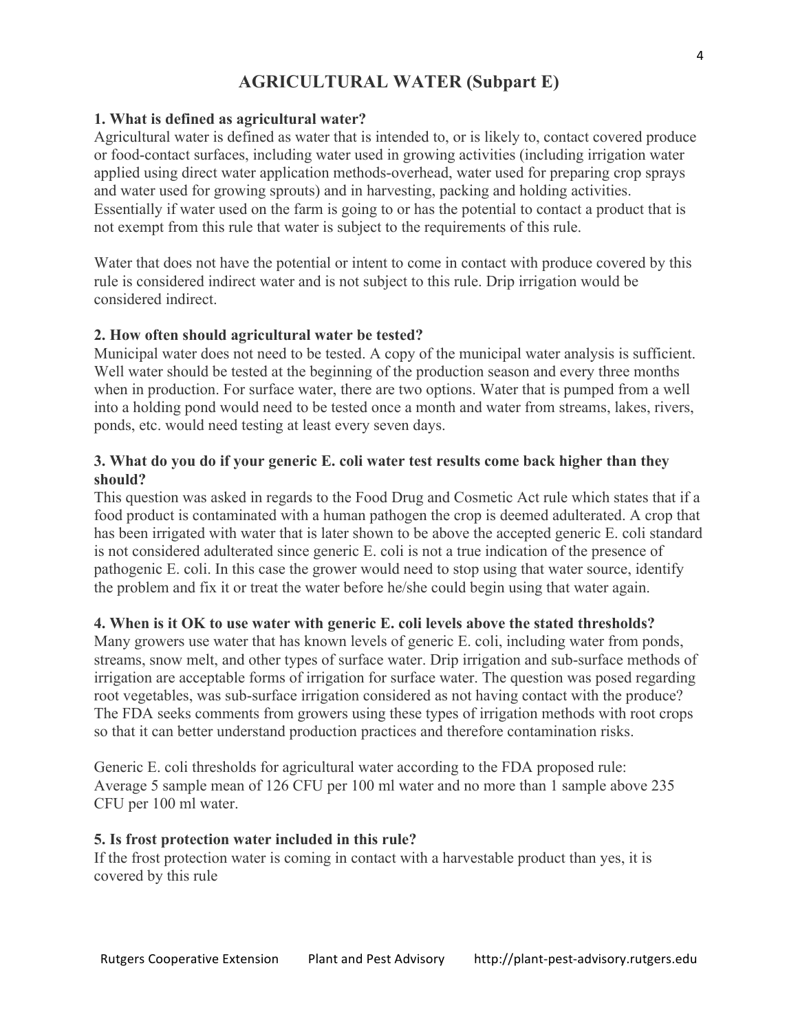# AGRICULTURAL WATER (Subpart E)

**1. What is defined as agricultural water?**

Agricultural water is defined as water that is intended to, or is likely to, contact covered produce or food-contact surfaces, including water used in growing activities (including irrigation water applied using direct water application methods-overhead, water used for preparing crop sprays and water used for growing sprouts) and in harvesting, packing and holding activities. Essentially if water used on the farm is going to or has the potential to contact a product that is not exempt from this rule that water is subject to the requirements of this rule.

Water that does not have the potential or intent to come in contact with produce covered by this rule is considered indirect water and is not subject to this rule. Drip irrigation would be considered indirect.

**2. How often should agricultural water be tested?**

Municipal water does not need to be tested. A copy of the municipal water analysis is sufficient. Well water should be tested at the beginning of the production season and every three months when in production. For surface water, there are two options. Water that is pumped from a well into a holding pond would need to be tested once a month and water from streams, lakes, rivers, ponds, etc. would need testing at least every seven days.

**3. What do you do if your generic E. coli water test results come back higher than they should?**

This question was asked in regards to the Food Drug and Cosmetic Act rule which states that if a food product is contaminated with a human pathogen the crop is deemed adulterated. A crop that has been irrigated with water that is later shown to be above the accepted generic E. coli standard is not considered adulterated since generic E. coli is not a true indication of the presence of pathogenic E. coli. In this case the grower would need to stop using that water source, identify the problem and fix it or treat the water before he/she could begin using that water again.

**4. When is it OK to use water with generic E. coli levels above the stated thresholds?**

Many growers use water that has known levels of generic E. coli, including water from ponds, streams, snow melt, and other types of surface water. Drip irrigation and sub-surface methods of irrigation are acceptable forms of irrigation for surface water. The question was posed regarding root vegetables, was sub-surface irrigation considered as not having contact with the produce? The FDA seeks comments from growers using these types of irrigation methods with root crops so that it can better understand production practices and therefore contamination risks.

Generic E. coli thresholds for agricultural water according to the FDA proposed rule:
Average 5 sample mean of 126 CFU per 100 ml water and no more than 1 sample above 235 CFU per 100 ml water.

**5. Is frost protection water included in this rule?**

If the frost protection water is coming in contact with a harvestable product than yes, it is covered by this rule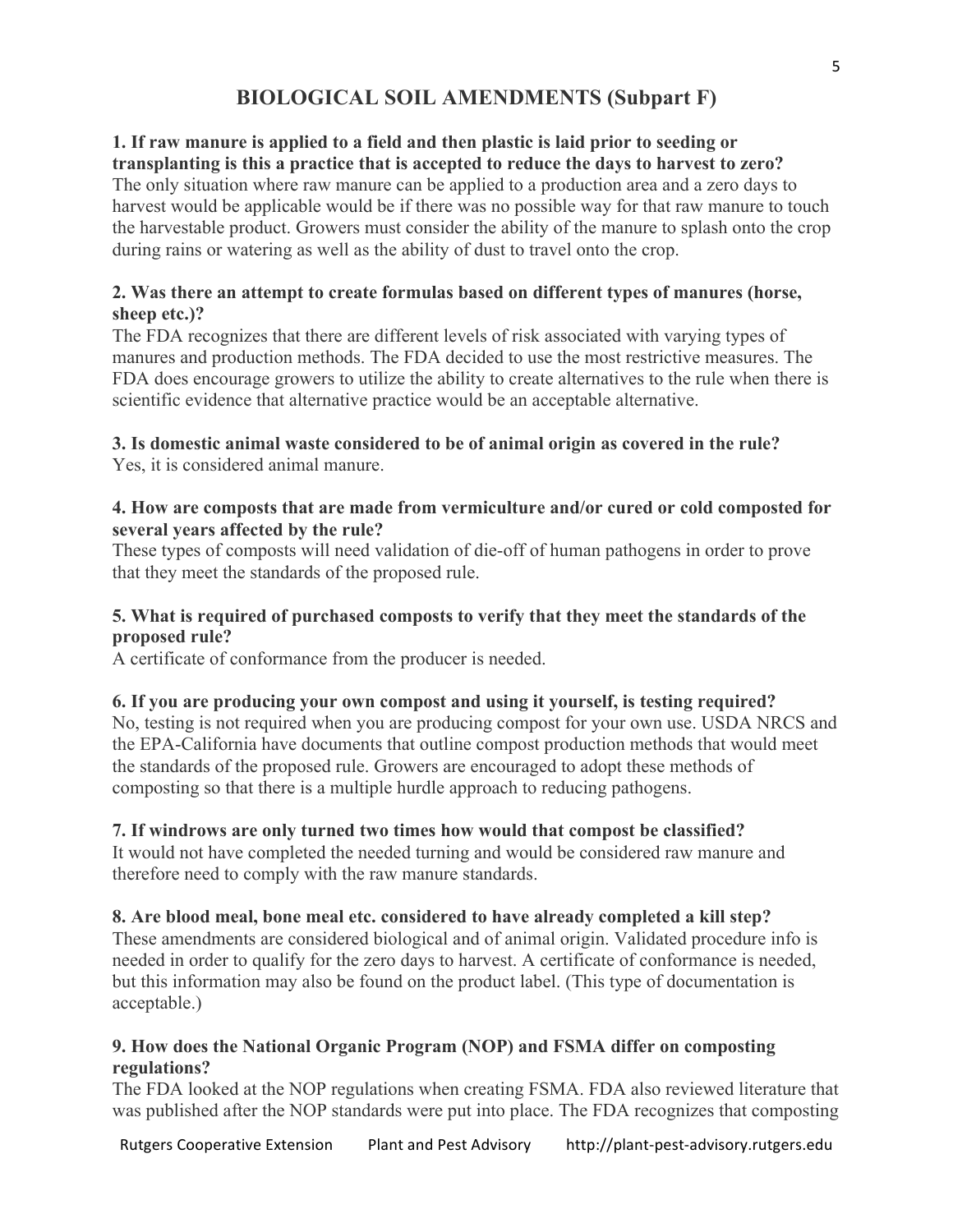## BIOLOGICAL SOIL AMENDMENTS (Subpart F)

**1. If raw manure is applied to a field and then plastic is laid prior to seeding or transplanting is this a practice that is accepted to reduce the days to harvest to zero?**
The only situation where raw manure can be applied to a production area and a zero days to harvest would be applicable would be if there was no possible way for that raw manure to touch the harvestable product. Growers must consider the ability of the manure to splash onto the crop during rains or watering as well as the ability of dust to travel onto the crop.

**2. Was there an attempt to create formulas based on different types of manures (horse, sheep etc.)?**
The FDA recognizes that there are different levels of risk associated with varying types of manures and production methods. The FDA decided to use the most restrictive measures. The FDA does encourage growers to utilize the ability to create alternatives to the rule when there is scientific evidence that alternative practice would be an acceptable alternative.

**3. Is domestic animal waste considered to be of animal origin as covered in the rule?**
Yes, it is considered animal manure.

**4. How are composts that are made from vermiculture and/or cured or cold composted for several years affected by the rule?**
These types of composts will need validation of die-off of human pathogens in order to prove that they meet the standards of the proposed rule.

**5. What is required of purchased composts to verify that they meet the standards of the proposed rule?**
A certificate of conformance from the producer is needed.

**6. If you are producing your own compost and using it yourself, is testing required?**
No, testing is not required when you are producing compost for your own use. USDA NRCS and the EPA-California have documents that outline compost production methods that would meet the standards of the proposed rule. Growers are encouraged to adopt these methods of composting so that there is a multiple hurdle approach to reducing pathogens.

**7. If windrows are only turned two times how would that compost be classified?**
It would not have completed the needed turning and would be considered raw manure and therefore need to comply with the raw manure standards.

**8. Are blood meal, bone meal etc. considered to have already completed a kill step?**
These amendments are considered biological and of animal origin. Validated procedure info is needed in order to qualify for the zero days to harvest. A certificate of conformance is needed, but this information may also be found on the product label. (This type of documentation is acceptable.)

**9. How does the National Organic Program (NOP) and FSMA differ on composting regulations?**
The FDA looked at the NOP regulations when creating FSMA. FDA also reviewed literature that was published after the NOP standards were put into place. The FDA recognizes that composting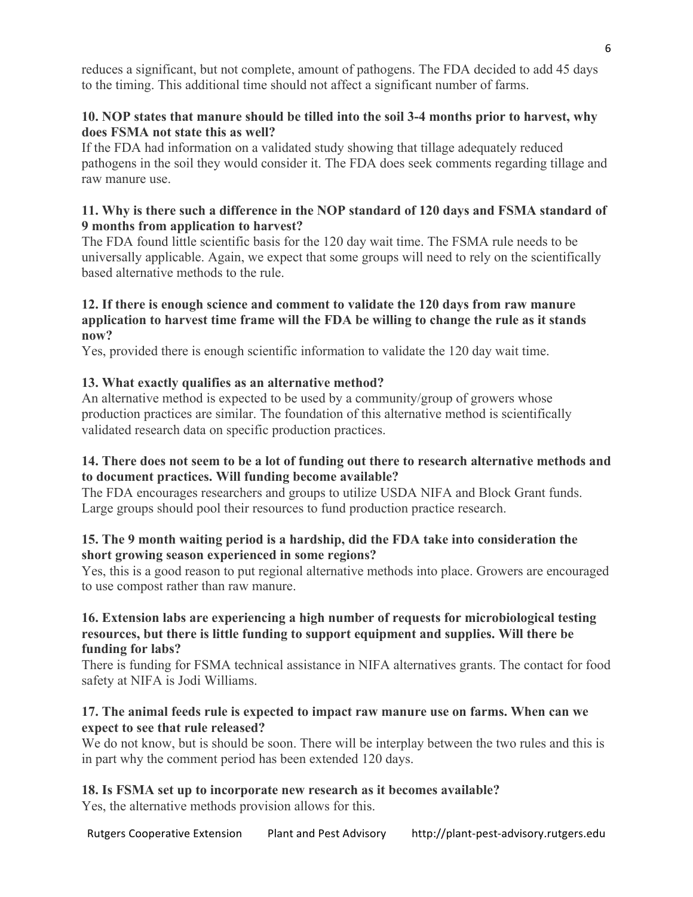reduces a significant, but not complete, amount of pathogens. The FDA decided to add 45 days to the timing. This additional time should not affect a significant number of farms.

**10. NOP states that manure should be tilled into the soil 3-4 months prior to harvest, why does FSMA not state this as well?**

If the FDA had information on a validated study showing that tillage adequately reduced pathogens in the soil they would consider it. The FDA does seek comments regarding tillage and raw manure use.

**11. Why is there such a difference in the NOP standard of 120 days and FSMA standard of 9 months from application to harvest?**

The FDA found little scientific basis for the 120 day wait time. The FSMA rule needs to be universally applicable. Again, we expect that some groups will need to rely on the scientifically based alternative methods to the rule.

**12. If there is enough science and comment to validate the 120 days from raw manure application to harvest time frame will the FDA be willing to change the rule as it stands now?**

Yes, provided there is enough scientific information to validate the 120 day wait time.

**13. What exactly qualifies as an alternative method?**

An alternative method is expected to be used by a community/group of growers whose production practices are similar. The foundation of this alternative method is scientifically validated research data on specific production practices.

**14. There does not seem to be a lot of funding out there to research alternative methods and to document practices. Will funding become available?**

The FDA encourages researchers and groups to utilize USDA NIFA and Block Grant funds. Large groups should pool their resources to fund production practice research.

**15. The 9 month waiting period is a hardship, did the FDA take into consideration the short growing season experienced in some regions?**

Yes, this is a good reason to put regional alternative methods into place. Growers are encouraged to use compost rather than raw manure.

**16. Extension labs are experiencing a high number of requests for microbiological testing resources, but there is little funding to support equipment and supplies. Will there be funding for labs?**

There is funding for FSMA technical assistance in NIFA alternatives grants. The contact for food safety at NIFA is Jodi Williams.

**17. The animal feeds rule is expected to impact raw manure use on farms. When can we expect to see that rule released?**

We do not know, but is should be soon. There will be interplay between the two rules and this is in part why the comment period has been extended 120 days.

**18. Is FSMA set up to incorporate new research as it becomes available?**

Yes, the alternative methods provision allows for this.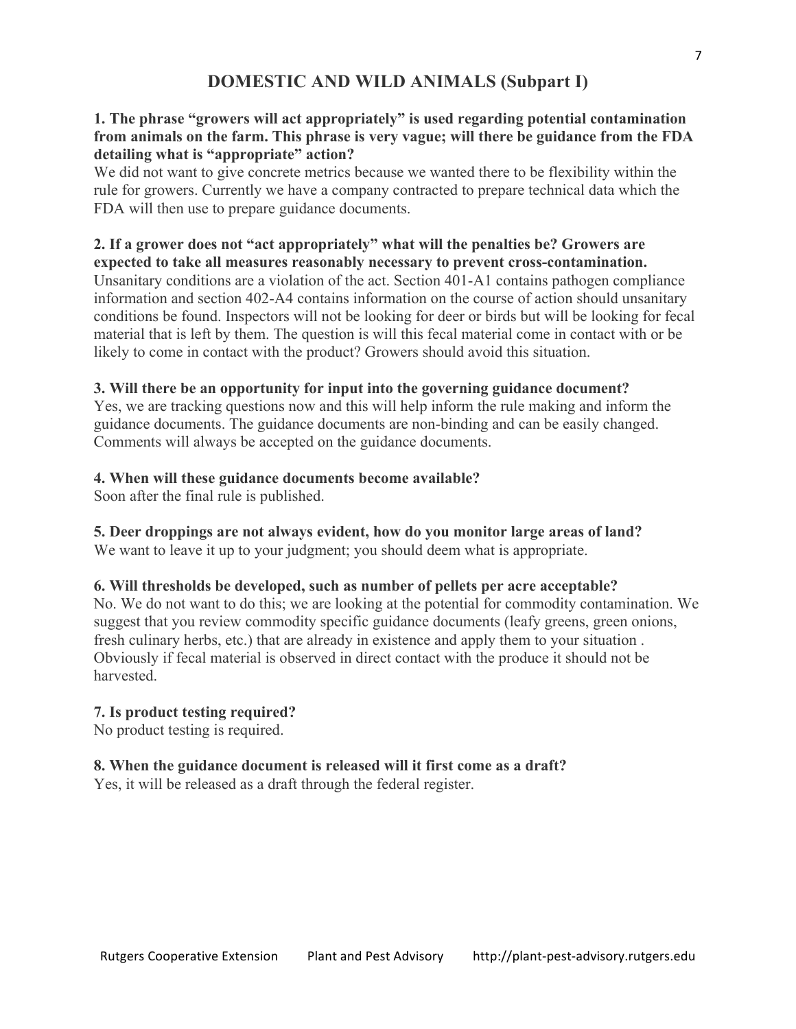## DOMESTIC AND WILD ANIMALS (Subpart I)

**1. The phrase "growers will act appropriately" is used regarding potential contamination from animals on the farm. This phrase is very vague; will there be guidance from the FDA detailing what is "appropriate" action?**

We did not want to give concrete metrics because we wanted there to be flexibility within the rule for growers. Currently we have a company contracted to prepare technical data which the FDA will then use to prepare guidance documents.

**2. If a grower does not "act appropriately" what will the penalties be? Growers are expected to take all measures reasonably necessary to prevent cross-contamination.**

Unsanitary conditions are a violation of the act. Section 401-A1 contains pathogen compliance information and section 402-A4 contains information on the course of action should unsanitary conditions be found. Inspectors will not be looking for deer or birds but will be looking for fecal material that is left by them. The question is will this fecal material come in contact with or be likely to come in contact with the product? Growers should avoid this situation.

**3. Will there be an opportunity for input into the governing guidance document?**

Yes, we are tracking questions now and this will help inform the rule making and inform the guidance documents. The guidance documents are non-binding and can be easily changed. Comments will always be accepted on the guidance documents.

**4. When will these guidance documents become available?**

Soon after the final rule is published.

**5. Deer droppings are not always evident, how do you monitor large areas of land?**

We want to leave it up to your judgment; you should deem what is appropriate.

**6. Will thresholds be developed, such as number of pellets per acre acceptable?**

No. We do not want to do this; we are looking at the potential for commodity contamination. We suggest that you review commodity specific guidance documents (leafy greens, green onions, fresh culinary herbs, etc.) that are already in existence and apply them to your situation . Obviously if fecal material is observed in direct contact with the produce it should not be harvested.

**7. Is product testing required?**

No product testing is required.

**8. When the guidance document is released will it first come as a draft?**

Yes, it will be released as a draft through the federal register.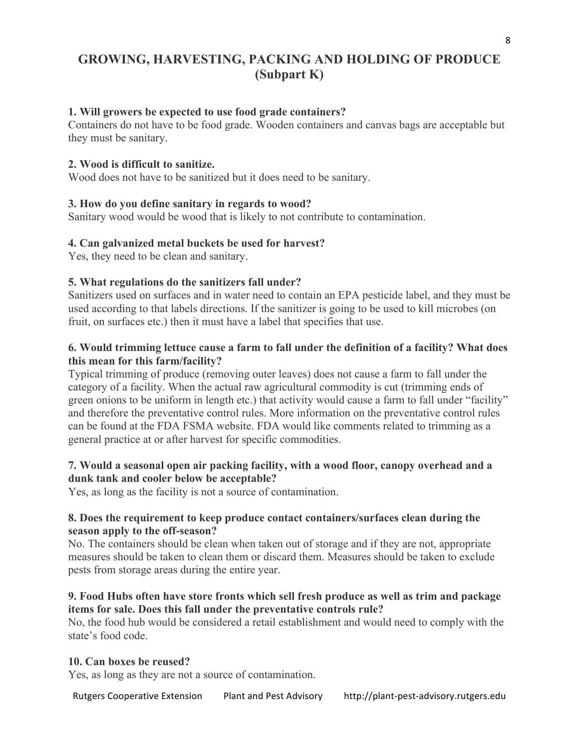## GROWING, HARVESTING, PACKING AND HOLDING OF PRODUCE (Subpart K)

**1. Will growers be expected to use food grade containers?**
Containers do not have to be food grade. Wooden containers and canvas bags are acceptable but they must be sanitary.

**2. Wood is difficult to sanitize.**
Wood does not have to be sanitized but it does need to be sanitary.

**3. How do you define sanitary in regards to wood?**
Sanitary wood would be wood that is likely to not contribute to contamination.

**4. Can galvanized metal buckets be used for harvest?**
Yes, they need to be clean and sanitary.

**5. What regulations do the sanitizers fall under?**
Sanitizers used on surfaces and in water need to contain an EPA pesticide label, and they must be used according to that labels directions. If the sanitizer is going to be used to kill microbes (on fruit, on surfaces etc.) then it must have a label that specifies that use.

**6. Would trimming lettuce cause a farm to fall under the definition of a facility? What does this mean for this farm/facility?**
Typical trimming of produce (removing outer leaves) does not cause a farm to fall under the category of a facility. When the actual raw agricultural commodity is cut (trimming ends of green onions to be uniform in length etc.) that activity would cause a farm to fall under "facility" and therefore the preventative control rules. More information on the preventative control rules can be found at the FDA FSMA website. FDA would like comments related to trimming as a general practice at or after harvest for specific commodities.

**7. Would a seasonal open air packing facility, with a wood floor, canopy overhead and a dunk tank and cooler below be acceptable?**
Yes, as long as the facility is not a source of contamination.

**8. Does the requirement to keep produce contact containers/surfaces clean during the season apply to the off-season?**
No. The containers should be clean when taken out of storage and if they are not, appropriate measures should be taken to clean them or discard them. Measures should be taken to exclude pests from storage areas during the entire year.

**9. Food Hubs often have store fronts which sell fresh produce as well as trim and package items for sale. Does this fall under the preventative controls rule?**
No, the food hub would be considered a retail establishment and would need to comply with the state's food code.

**10. Can boxes be reused?**
Yes, as long as they are not a source of contamination.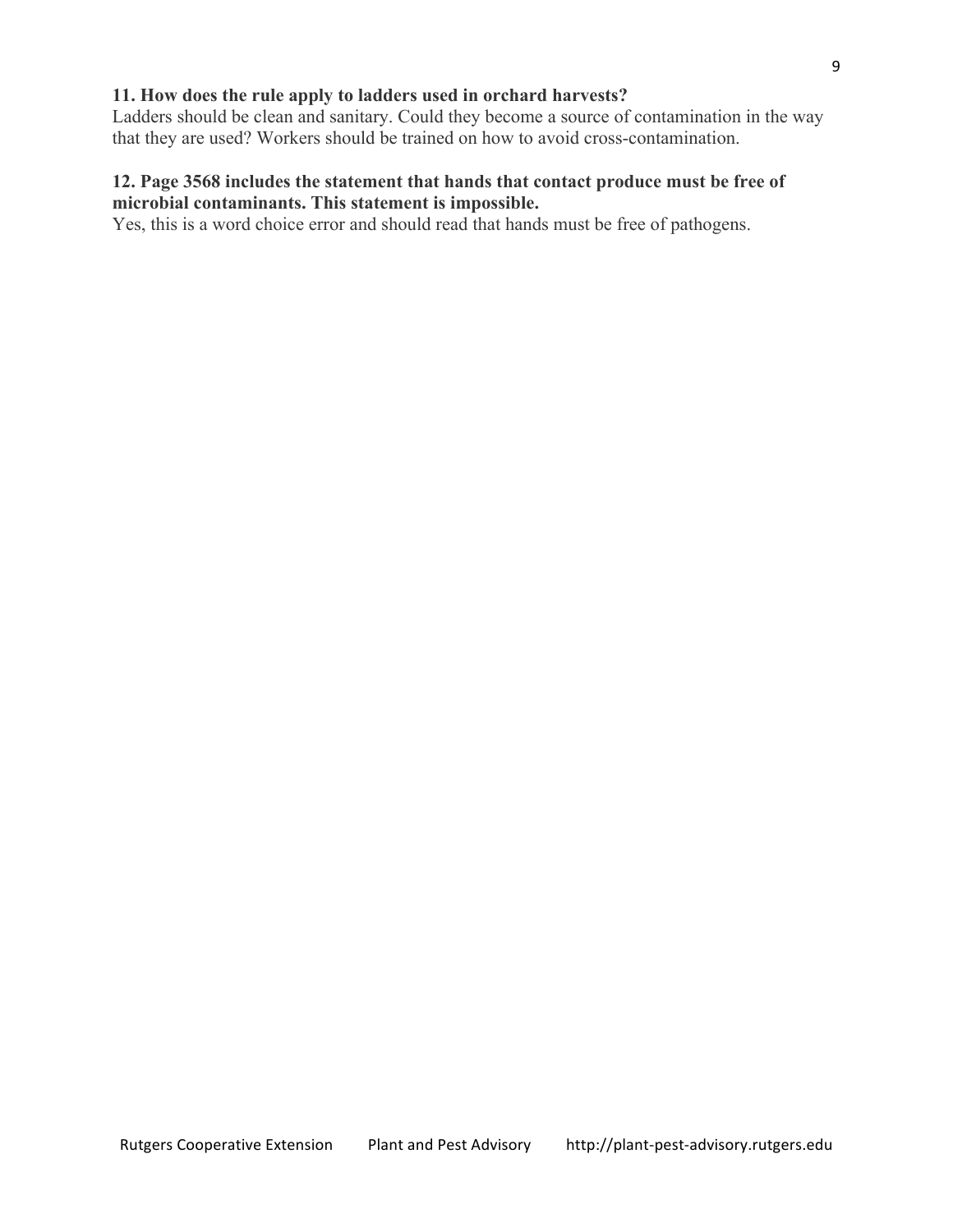**11. How does the rule apply to ladders used in orchard harvests?**

Ladders should be clean and sanitary. Could they become a source of contamination in the way that they are used? Workers should be trained on how to avoid cross-contamination.

**12. Page 3568 includes the statement that hands that contact produce must be free of microbial contaminants. This statement is impossible.**

Yes, this is a word choice error and should read that hands must be free of pathogens.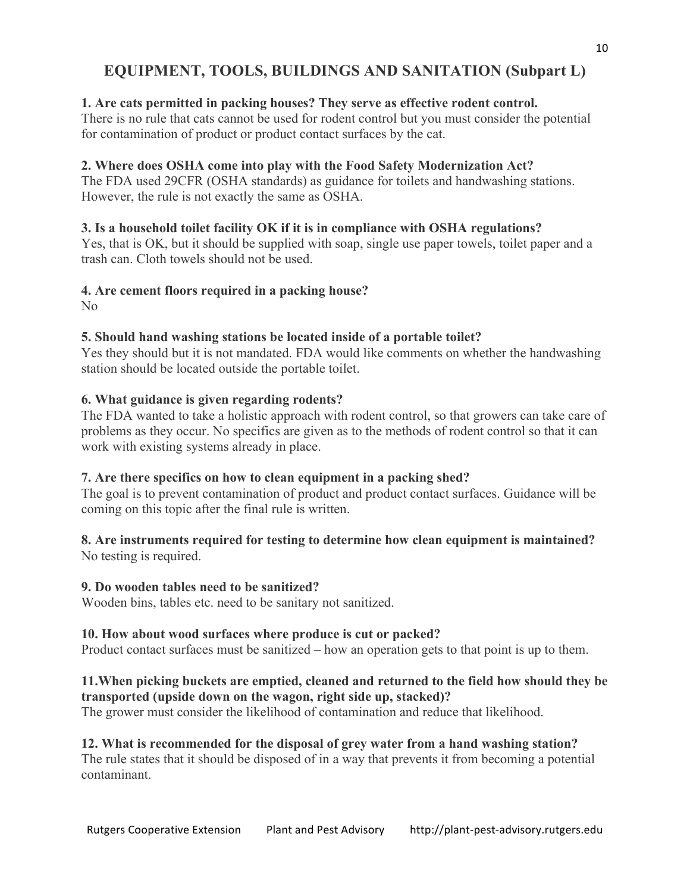## EQUIPMENT, TOOLS, BUILDINGS AND SANITATION (Subpart L)

**1. Are cats permitted in packing houses? They serve as effective rodent control.**
There is no rule that cats cannot be used for rodent control but you must consider the potential for contamination of product or product contact surfaces by the cat.

**2. Where does OSHA come into play with the Food Safety Modernization Act?**
The FDA used 29CFR (OSHA standards) as guidance for toilets and handwashing stations. However, the rule is not exactly the same as OSHA.

**3. Is a household toilet facility OK if it is in compliance with OSHA regulations?**
Yes, that is OK, but it should be supplied with soap, single use paper towels, toilet paper and a trash can. Cloth towels should not be used.

**4. Are cement floors required in a packing house?**
No

**5. Should hand washing stations be located inside of a portable toilet?**
Yes they should but it is not mandated. FDA would like comments on whether the handwashing station should be located outside the portable toilet.

**6. What guidance is given regarding rodents?**
The FDA wanted to take a holistic approach with rodent control, so that growers can take care of problems as they occur. No specifics are given as to the methods of rodent control so that it can work with existing systems already in place.

**7. Are there specifics on how to clean equipment in a packing shed?**
The goal is to prevent contamination of product and product contact surfaces. Guidance will be coming on this topic after the final rule is written.

**8. Are instruments required for testing to determine how clean equipment is maintained?**
No testing is required.

**9. Do wooden tables need to be sanitized?**
Wooden bins, tables etc. need to be sanitary not sanitized.

**10. How about wood surfaces where produce is cut or packed?**
Product contact surfaces must be sanitized – how an operation gets to that point is up to them.

**11.When picking buckets are emptied, cleaned and returned to the field how should they be transported (upside down on the wagon, right side up, stacked)?**
The grower must consider the likelihood of contamination and reduce that likelihood.

**12. What is recommended for the disposal of grey water from a hand washing station?**
The rule states that it should be disposed of in a way that prevents it from becoming a potential contaminant.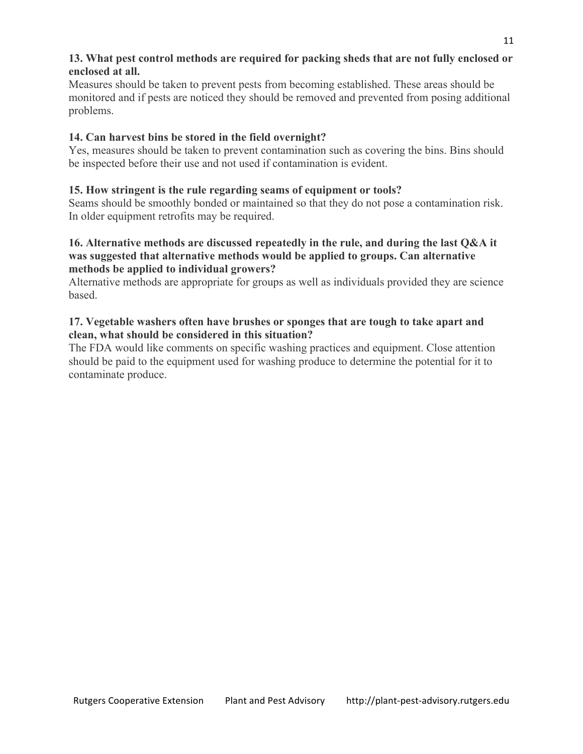**13. What pest control methods are required for packing sheds that are not fully enclosed or enclosed at all.**

Measures should be taken to prevent pests from becoming established. These areas should be monitored and if pests are noticed they should be removed and prevented from posing additional problems.

**14. Can harvest bins be stored in the field overnight?**

Yes, measures should be taken to prevent contamination such as covering the bins. Bins should be inspected before their use and not used if contamination is evident.

**15. How stringent is the rule regarding seams of equipment or tools?**

Seams should be smoothly bonded or maintained so that they do not pose a contamination risk. In older equipment retrofits may be required.

**16. Alternative methods are discussed repeatedly in the rule, and during the last Q&A it was suggested that alternative methods would be applied to groups. Can alternative methods be applied to individual growers?**

Alternative methods are appropriate for groups as well as individuals provided they are science based.

**17. Vegetable washers often have brushes or sponges that are tough to take apart and clean, what should be considered in this situation?**

The FDA would like comments on specific washing practices and equipment. Close attention should be paid to the equipment used for washing produce to determine the potential for it to contaminate produce.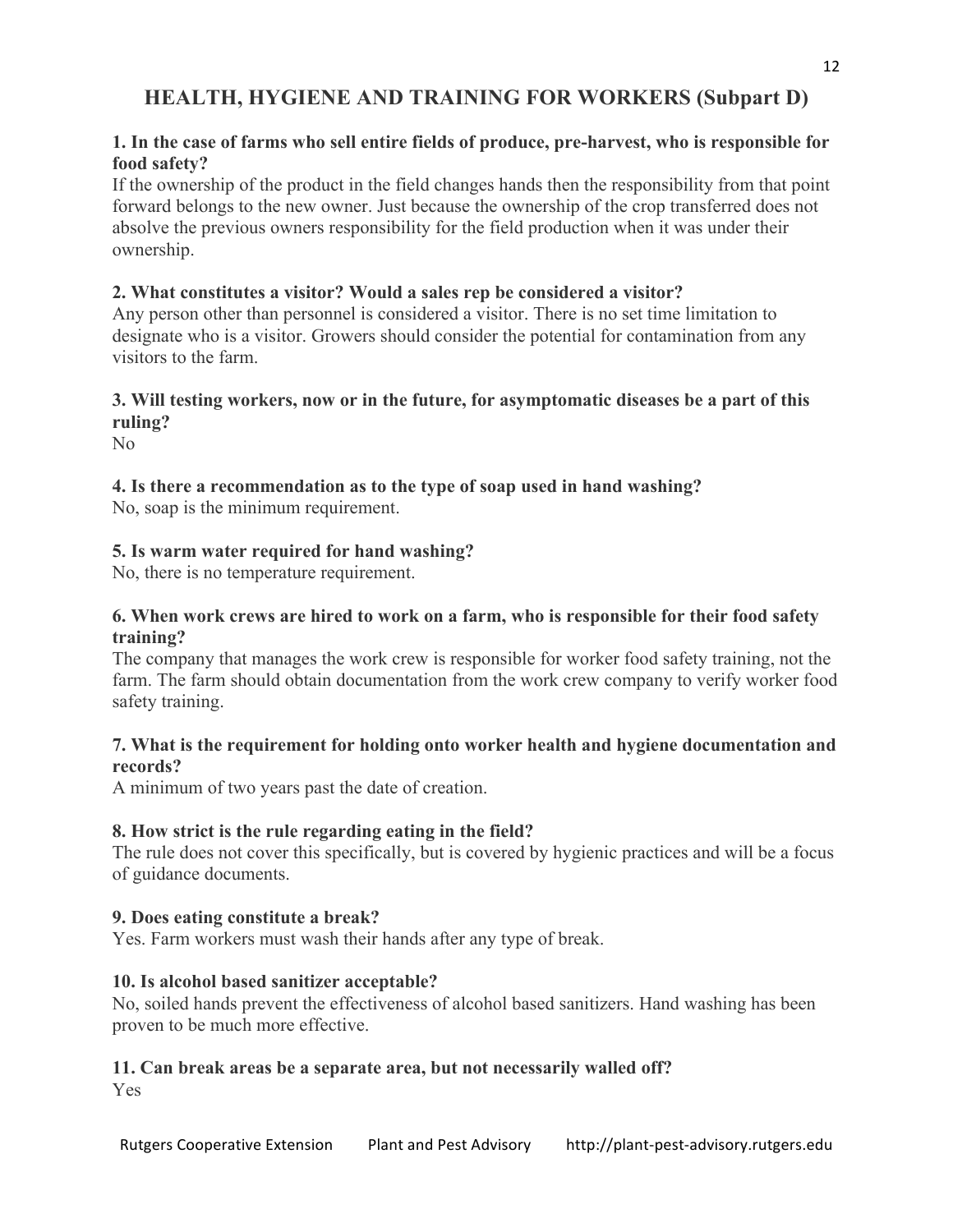## HEALTH, HYGIENE AND TRAINING FOR WORKERS (Subpart D)

**1. In the case of farms who sell entire fields of produce, pre-harvest, who is responsible for food safety?**

If the ownership of the product in the field changes hands then the responsibility from that point forward belongs to the new owner. Just because the ownership of the crop transferred does not absolve the previous owners responsibility for the field production when it was under their ownership.

**2. What constitutes a visitor? Would a sales rep be considered a visitor?**

Any person other than personnel is considered a visitor. There is no set time limitation to designate who is a visitor. Growers should consider the potential for contamination from any visitors to the farm.

**3. Will testing workers, now or in the future, for asymptomatic diseases be a part of this ruling?**

No

**4. Is there a recommendation as to the type of soap used in hand washing?**

No, soap is the minimum requirement.

**5. Is warm water required for hand washing?**

No, there is no temperature requirement.

**6. When work crews are hired to work on a farm, who is responsible for their food safety training?**

The company that manages the work crew is responsible for worker food safety training, not the farm. The farm should obtain documentation from the work crew company to verify worker food safety training.

**7. What is the requirement for holding onto worker health and hygiene documentation and records?**

A minimum of two years past the date of creation.

**8. How strict is the rule regarding eating in the field?**

The rule does not cover this specifically, but is covered by hygienic practices and will be a focus of guidance documents.

**9. Does eating constitute a break?**

Yes. Farm workers must wash their hands after any type of break.

**10. Is alcohol based sanitizer acceptable?**

No, soiled hands prevent the effectiveness of alcohol based sanitizers. Hand washing has been proven to be much more effective.

**11. Can break areas be a separate area, but not necessarily walled off?**

Yes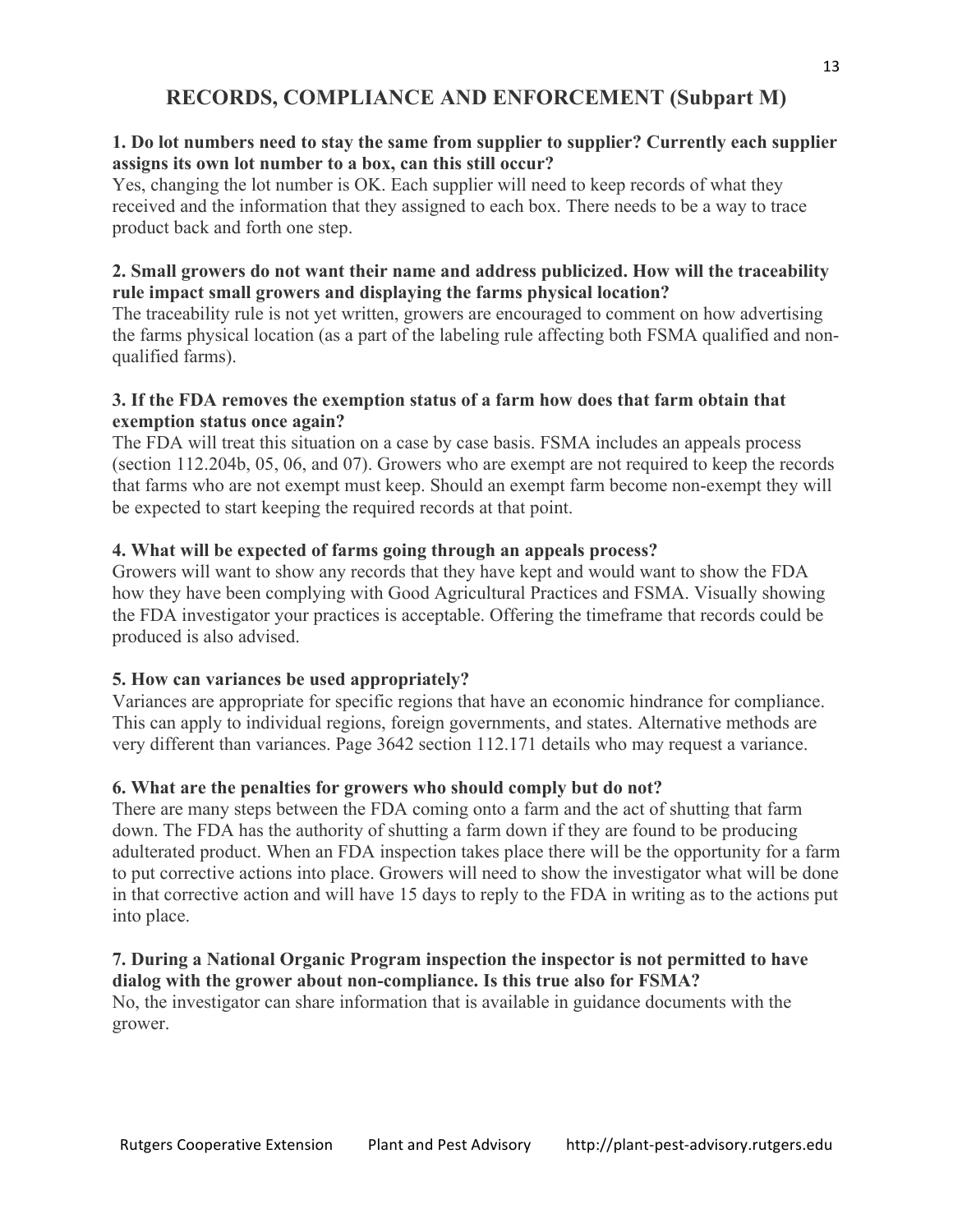## RECORDS, COMPLIANCE AND ENFORCEMENT (Subpart M)

**1. Do lot numbers need to stay the same from supplier to supplier? Currently each supplier assigns its own lot number to a box, can this still occur?**

Yes, changing the lot number is OK. Each supplier will need to keep records of what they received and the information that they assigned to each box. There needs to be a way to trace product back and forth one step.

**2. Small growers do not want their name and address publicized. How will the traceability rule impact small growers and displaying the farms physical location?**

The traceability rule is not yet written, growers are encouraged to comment on how advertising the farms physical location (as a part of the labeling rule affecting both FSMA qualified and non-qualified farms).

**3. If the FDA removes the exemption status of a farm how does that farm obtain that exemption status once again?**

The FDA will treat this situation on a case by case basis. FSMA includes an appeals process (section 112.204b, 05, 06, and 07). Growers who are exempt are not required to keep the records that farms who are not exempt must keep. Should an exempt farm become non-exempt they will be expected to start keeping the required records at that point.

**4. What will be expected of farms going through an appeals process?**

Growers will want to show any records that they have kept and would want to show the FDA how they have been complying with Good Agricultural Practices and FSMA. Visually showing the FDA investigator your practices is acceptable. Offering the timeframe that records could be produced is also advised.

**5. How can variances be used appropriately?**

Variances are appropriate for specific regions that have an economic hindrance for compliance. This can apply to individual regions, foreign governments, and states. Alternative methods are very different than variances. Page 3642 section 112.171 details who may request a variance.

**6. What are the penalties for growers who should comply but do not?**

There are many steps between the FDA coming onto a farm and the act of shutting that farm down. The FDA has the authority of shutting a farm down if they are found to be producing adulterated product. When an FDA inspection takes place there will be the opportunity for a farm to put corrective actions into place. Growers will need to show the investigator what will be done in that corrective action and will have 15 days to reply to the FDA in writing as to the actions put into place.

**7. During a National Organic Program inspection the inspector is not permitted to have dialog with the grower about non-compliance. Is this true also for FSMA?**

No, the investigator can share information that is available in guidance documents with the grower.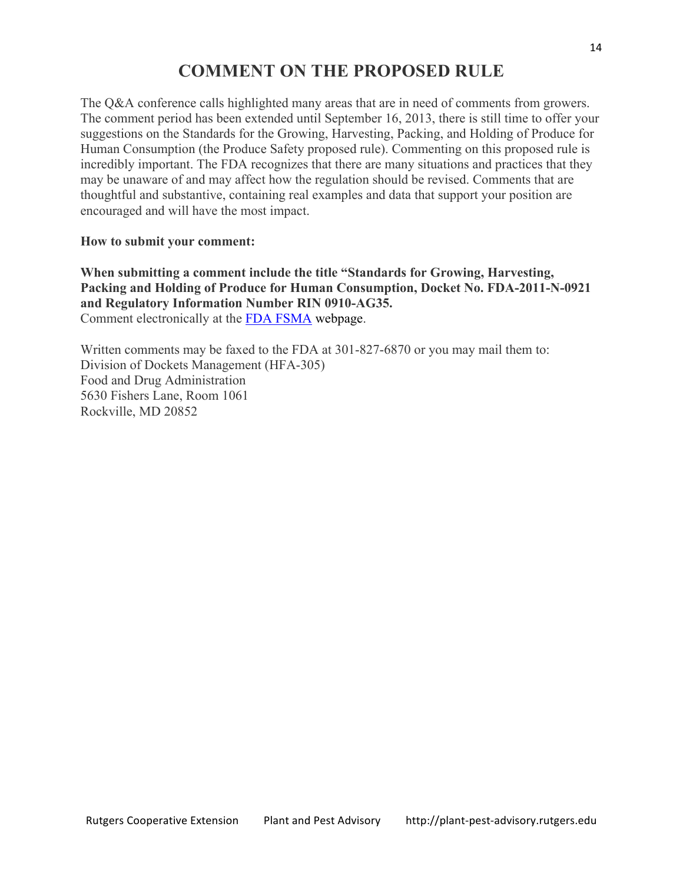# COMMENT ON THE PROPOSED RULE

The Q&A conference calls highlighted many areas that are in need of comments from growers. The comment period has been extended until September 16, 2013, there is still time to offer your suggestions on the Standards for the Growing, Harvesting, Packing, and Holding of Produce for Human Consumption (the Produce Safety proposed rule). Commenting on this proposed rule is incredibly important. The FDA recognizes that there are many situations and practices that they may be unaware of and may affect how the regulation should be revised. Comments that are thoughtful and substantive, containing real examples and data that support your position are encouraged and will have the most impact.

**How to submit your comment:**

**When submitting a comment include the title "Standards for Growing, Harvesting, Packing and Holding of Produce for Human Consumption, Docket No. FDA-2011-N-0921 and Regulatory Information Number RIN 0910-AG35.**
Comment electronically at the FDA FSMA webpage.

Written comments may be faxed to the FDA at 301-827-6870 or you may mail them to:
Division of Dockets Management (HFA-305)
Food and Drug Administration
5630 Fishers Lane, Room 1061
Rockville, MD 20852